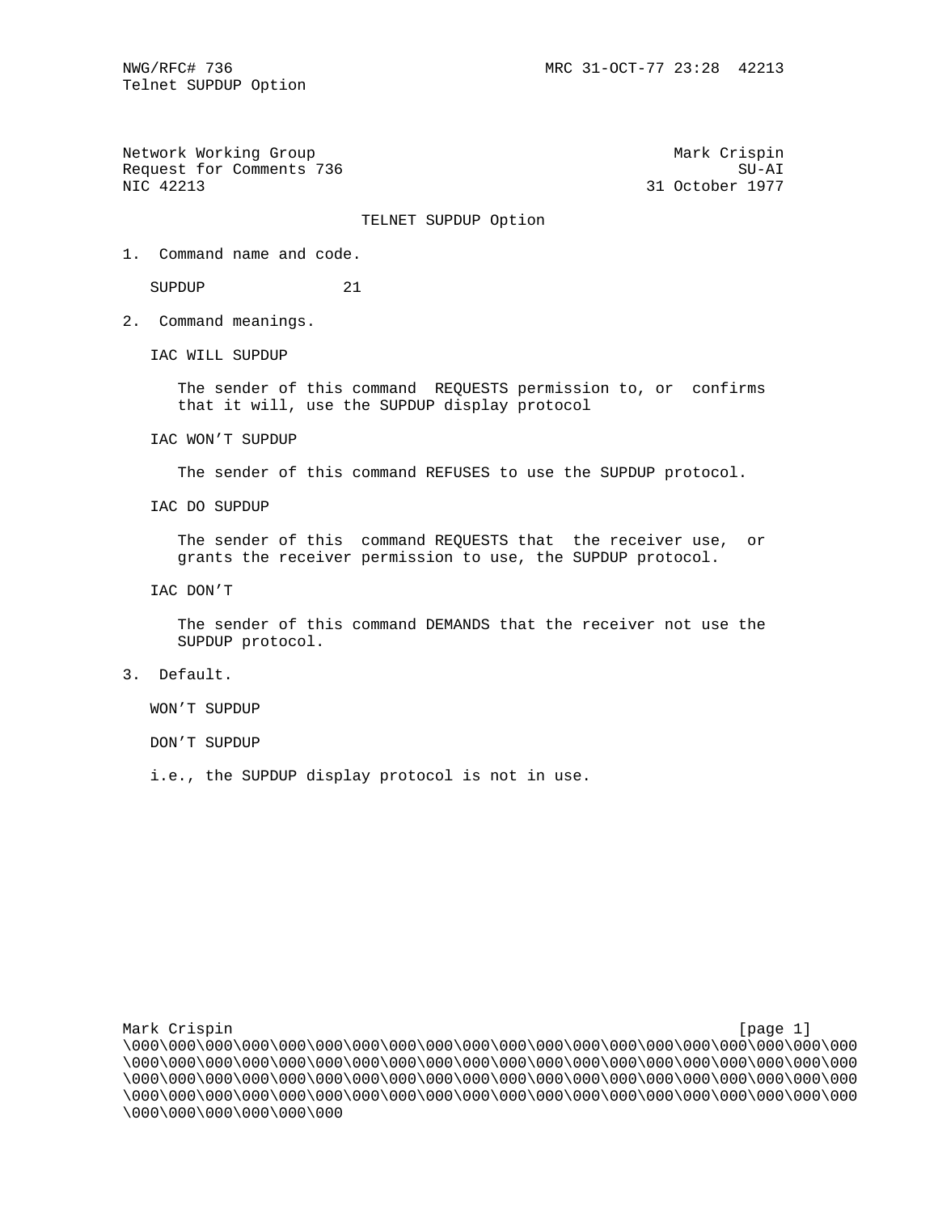Network Working Group                                    Mark Crispin
Request for Comments 736                                        SU-AI
NIC 42213                                             31 October 1977

# TELNET SUPDUP Option

1. Command name and code.

   SUPDUP 21

2. Command meanings.

   IAC WILL SUPDUP

   The sender of this command REQUESTS permission to, or confirms that it will, use the SUPDUP display protocol

   IAC WON'T SUPDUP

   The sender of this command REFUSES to use the SUPDUP protocol.

   IAC DO SUPDUP

   The sender of this command REQUESTS that the receiver use, or grants the receiver permission to use, the SUPDUP protocol.

   IAC DON'T

   The sender of this command DEMANDS that the receiver not use the SUPDUP protocol.

3. Default.

   WON'T SUPDUP

   DON'T SUPDUP

   i.e., the SUPDUP display protocol is not in use.

\000\000\000\000\000\000\000\000\000\000\000\000\000\000\000\000\000\000\000\000\000\000\000\000\000\000\000\000\000\000\000\000\000\000\000\000\000\000\000\000\000\000\000\000\000\000\000\000\000\000\000\000\000\000\000\000\000\000\000\000\000\000\000\000\000\000\000\000\000\000\000\000\000\000\000\000\000\000\000\000\000\000\000\000\000\000\000\000\000\000\000\000\000\000\000\000\000\000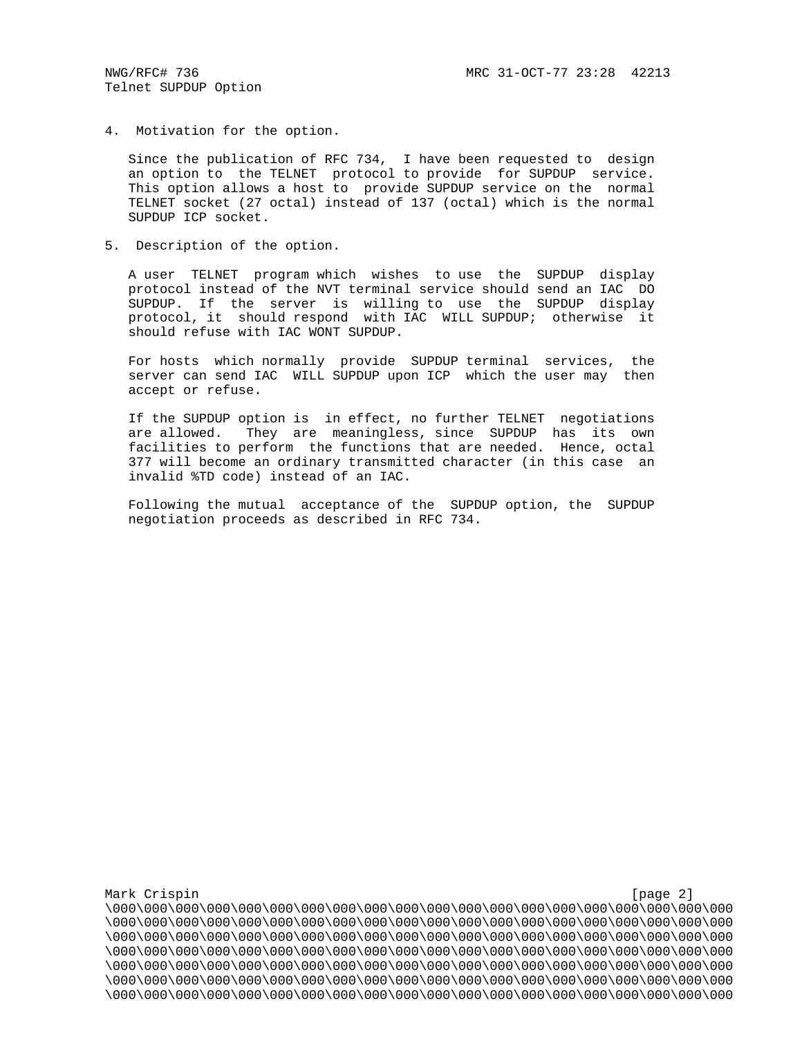## 4. Motivation for the option.

Since the publication of RFC 734, I have been requested to design an option to the TELNET protocol to provide for SUPDUP service. This option allows a host to provide SUPDUP service on the normal TELNET socket (27 octal) instead of 137 (octal) which is the normal SUPDUP ICP socket.

## 5. Description of the option.

A user TELNET program which wishes to use the SUPDUP display protocol instead of the NVT terminal service should send an IAC DO SUPDUP. If the server is willing to use the SUPDUP display protocol, it should respond with IAC WILL SUPDUP; otherwise it should refuse with IAC WONT SUPDUP.

For hosts which normally provide SUPDUP terminal services, the server can send IAC WILL SUPDUP upon ICP which the user may then accept or refuse.

If the SUPDUP option is in effect, no further TELNET negotiations are allowed. They are meaningless, since SUPDUP has its own facilities to perform the functions that are needed. Hence, octal 377 will become an ordinary transmitted character (in this case an invalid %TD code) instead of an IAC.

Following the mutual acceptance of the SUPDUP option, the SUPDUP negotiation proceeds as described in RFC 734.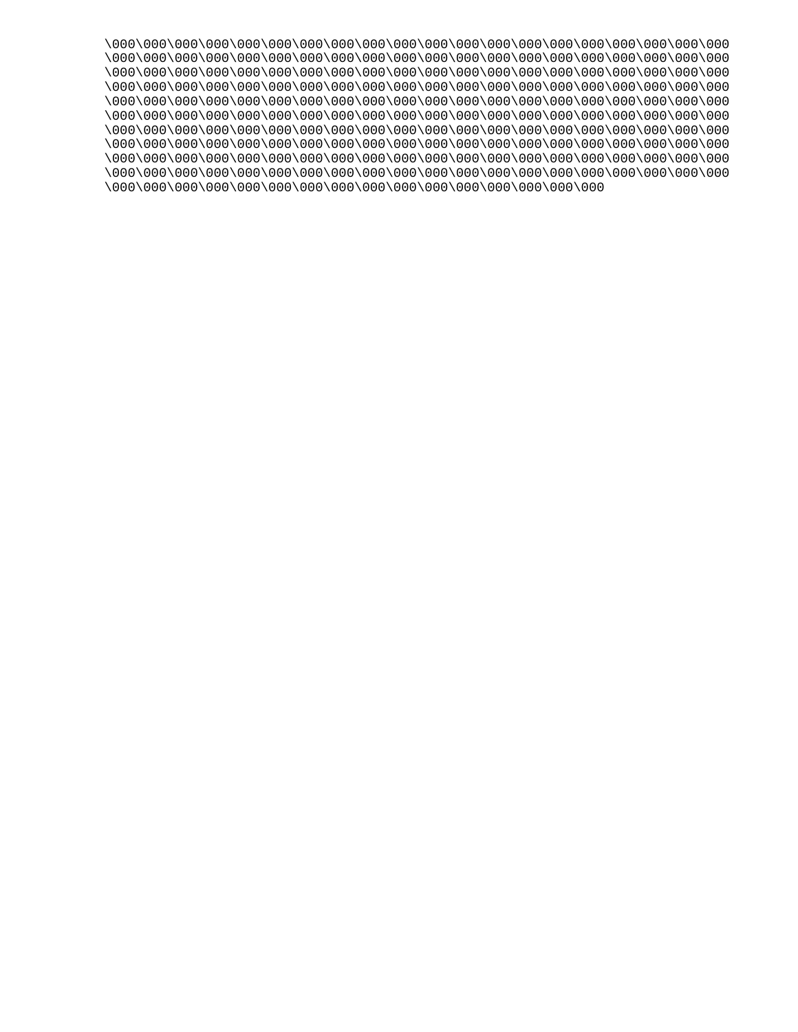\000\000\000\000\000\000\000\000\000\000\000\000\000\000\000\000\000\000\000\000
\000\000\000\000\000\000\000\000\000\000\000\000\000\000\000\000\000\000\000\000
\000\000\000\000\000\000\000\000\000\000\000\000\000\000\000\000\000\000\000\000
\000\000\000\000\000\000\000\000\000\000\000\000\000\000\000\000\000\000\000\000
\000\000\000\000\000\000\000\000\000\000\000\000\000\000\000\000\000\000\000\000
\000\000\000\000\000\000\000\000\000\000\000\000\000\000\000\000\000\000\000\000
\000\000\000\000\000\000\000\000\000\000\000\000\000\000\000\000\000\000\000\000
\000\000\000\000\000\000\000\000\000\000\000\000\000\000\000\000\000\000\000\000
\000\000\000\000\000\000\000\000\000\000\000\000\000\000\000\000\000\000\000\000
\000\000\000\000\000\000\000\000\000\000\000\000\000\000\000\000\000\000\000\000
\000\000\000\000\000\000\000\000\000\000\000\000\000\000\000\000